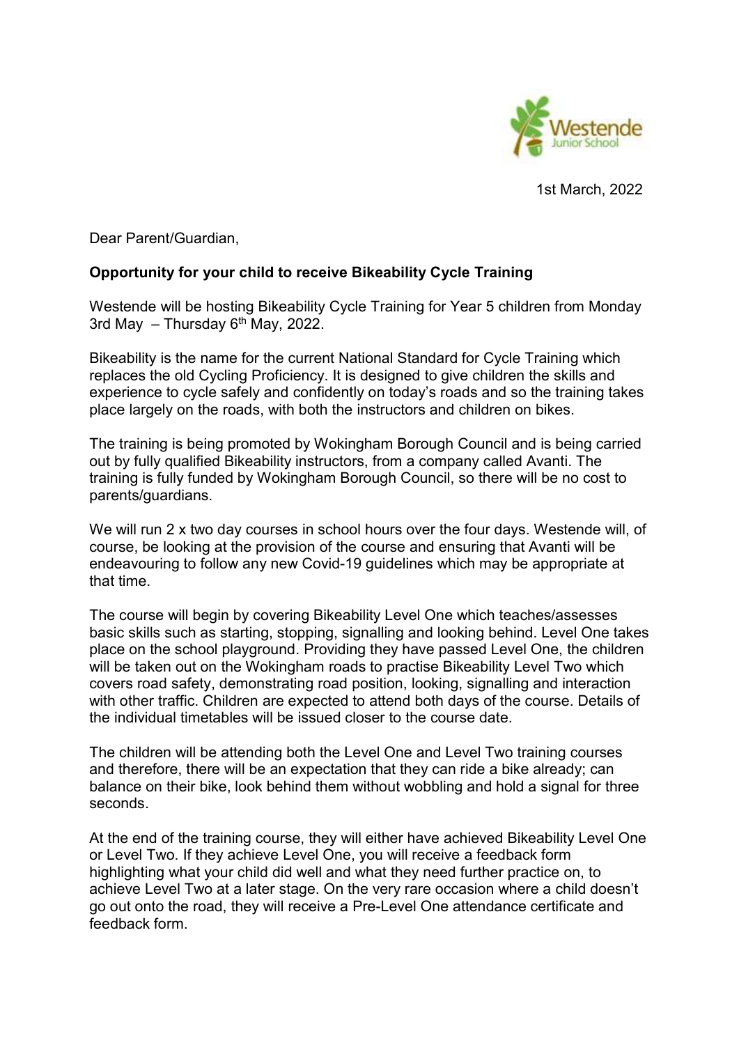Westende Junior School

1st March, 2022

Dear Parent/Guardian,

**Opportunity for your child to receive Bikeability Cycle Training**

Westende will be hosting Bikeability Cycle Training for Year 5 children from Monday 3rd May – Thursday 6th May, 2022.

Bikeability is the name for the current National Standard for Cycle Training which replaces the old Cycling Proficiency. It is designed to give children the skills and experience to cycle safely and confidently on today's roads and so the training takes place largely on the roads, with both the instructors and children on bikes.

The training is being promoted by Wokingham Borough Council and is being carried out by fully qualified Bikeability instructors, from a company called Avanti. The training is fully funded by Wokingham Borough Council, so there will be no cost to parents/guardians.

We will run 2 x two day courses in school hours over the four days. Westende will, of course, be looking at the provision of the course and ensuring that Avanti will be endeavouring to follow any new Covid-19 guidelines which may be appropriate at that time.

The course will begin by covering Bikeability Level One which teaches/assesses basic skills such as starting, stopping, signalling and looking behind. Level One takes place on the school playground. Providing they have passed Level One, the children will be taken out on the Wokingham roads to practise Bikeability Level Two which covers road safety, demonstrating road position, looking, signalling and interaction with other traffic. Children are expected to attend both days of the course. Details of the individual timetables will be issued closer to the course date.

The children will be attending both the Level One and Level Two training courses and therefore, there will be an expectation that they can ride a bike already; can balance on their bike, look behind them without wobbling and hold a signal for three seconds.

At the end of the training course, they will either have achieved Bikeability Level One or Level Two. If they achieve Level One, you will receive a feedback form highlighting what your child did well and what they need further practice on, to achieve Level Two at a later stage. On the very rare occasion where a child doesn't go out onto the road, they will receive a Pre-Level One attendance certificate and feedback form.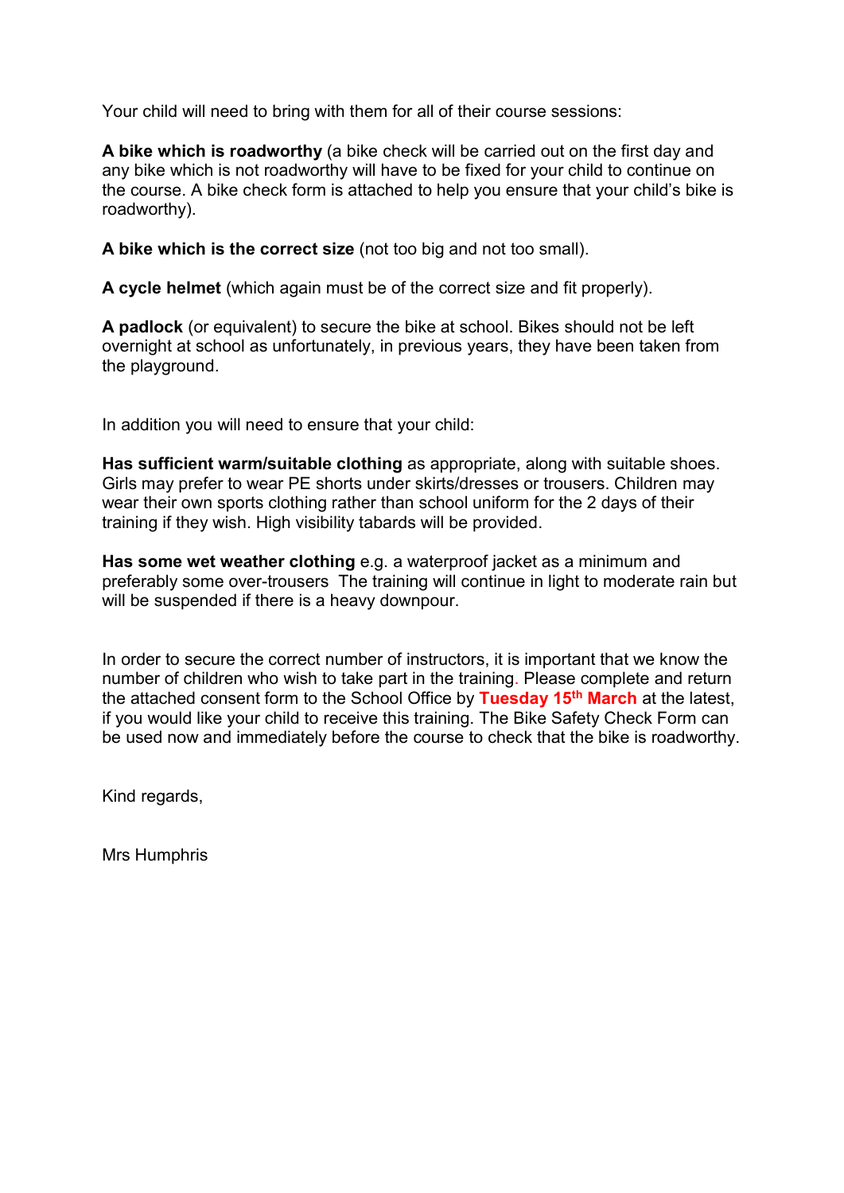Your child will need to bring with them for all of their course sessions:

**A bike which is roadworthy** (a bike check will be carried out on the first day and any bike which is not roadworthy will have to be fixed for your child to continue on the course. A bike check form is attached to help you ensure that your child's bike is roadworthy).

**A bike which is the correct size** (not too big and not too small).

**A cycle helmet** (which again must be of the correct size and fit properly).

**A padlock** (or equivalent) to secure the bike at school. Bikes should not be left overnight at school as unfortunately, in previous years, they have been taken from the playground.

In addition you will need to ensure that your child:

**Has sufficient warm/suitable clothing** as appropriate, along with suitable shoes. Girls may prefer to wear PE shorts under skirts/dresses or trousers. Children may wear their own sports clothing rather than school uniform for the 2 days of their training if they wish. High visibility tabards will be provided.

**Has some wet weather clothing** e.g. a waterproof jacket as a minimum and preferably some over-trousers The training will continue in light to moderate rain but will be suspended if there is a heavy downpour.

In order to secure the correct number of instructors, it is important that we know the number of children who wish to take part in the training. Please complete and return the attached consent form to the School Office by **Tuesday 15th March** at the latest, if you would like your child to receive this training. The Bike Safety Check Form can be used now and immediately before the course to check that the bike is roadworthy.

Kind regards,

Mrs Humphris